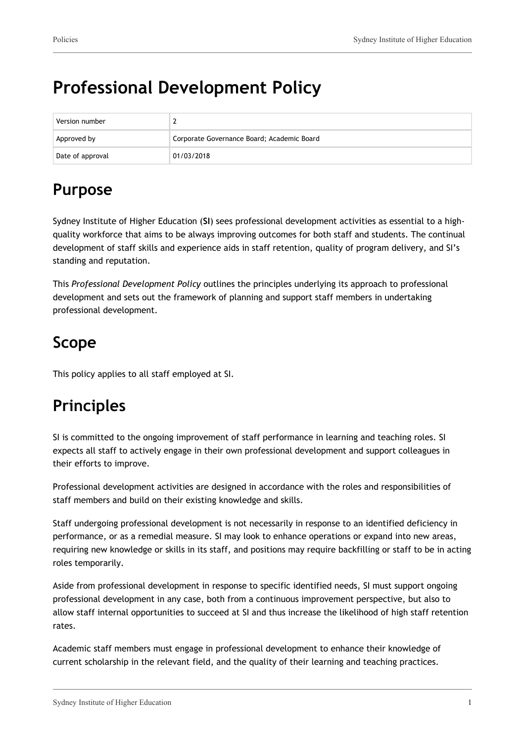# Professional Development Policy

| Version number | 2 |
|---|---|
| Approved by | Corporate Governance Board; Academic Board |
| Date of approval | 01/03/2018 |

## Purpose

Sydney Institute of Higher Education (**SI**) sees professional development activities as essential to a high-quality workforce that aims to be always improving outcomes for both staff and students. The continual development of staff skills and experience aids in staff retention, quality of program delivery, and SI's standing and reputation.

This *Professional Development Policy* outlines the principles underlying its approach to professional development and sets out the framework of planning and support staff members in undertaking professional development.

## Scope

This policy applies to all staff employed at SI.

## Principles

SI is committed to the ongoing improvement of staff performance in learning and teaching roles. SI expects all staff to actively engage in their own professional development and support colleagues in their efforts to improve.

Professional development activities are designed in accordance with the roles and responsibilities of staff members and build on their existing knowledge and skills.

Staff undergoing professional development is not necessarily in response to an identified deficiency in performance, or as a remedial measure. SI may look to enhance operations or expand into new areas, requiring new knowledge or skills in its staff, and positions may require backfilling or staff to be in acting roles temporarily.

Aside from professional development in response to specific identified needs, SI must support ongoing professional development in any case, both from a continuous improvement perspective, but also to allow staff internal opportunities to succeed at SI and thus increase the likelihood of high staff retention rates.

Academic staff members must engage in professional development to enhance their knowledge of current scholarship in the relevant field, and the quality of their learning and teaching practices.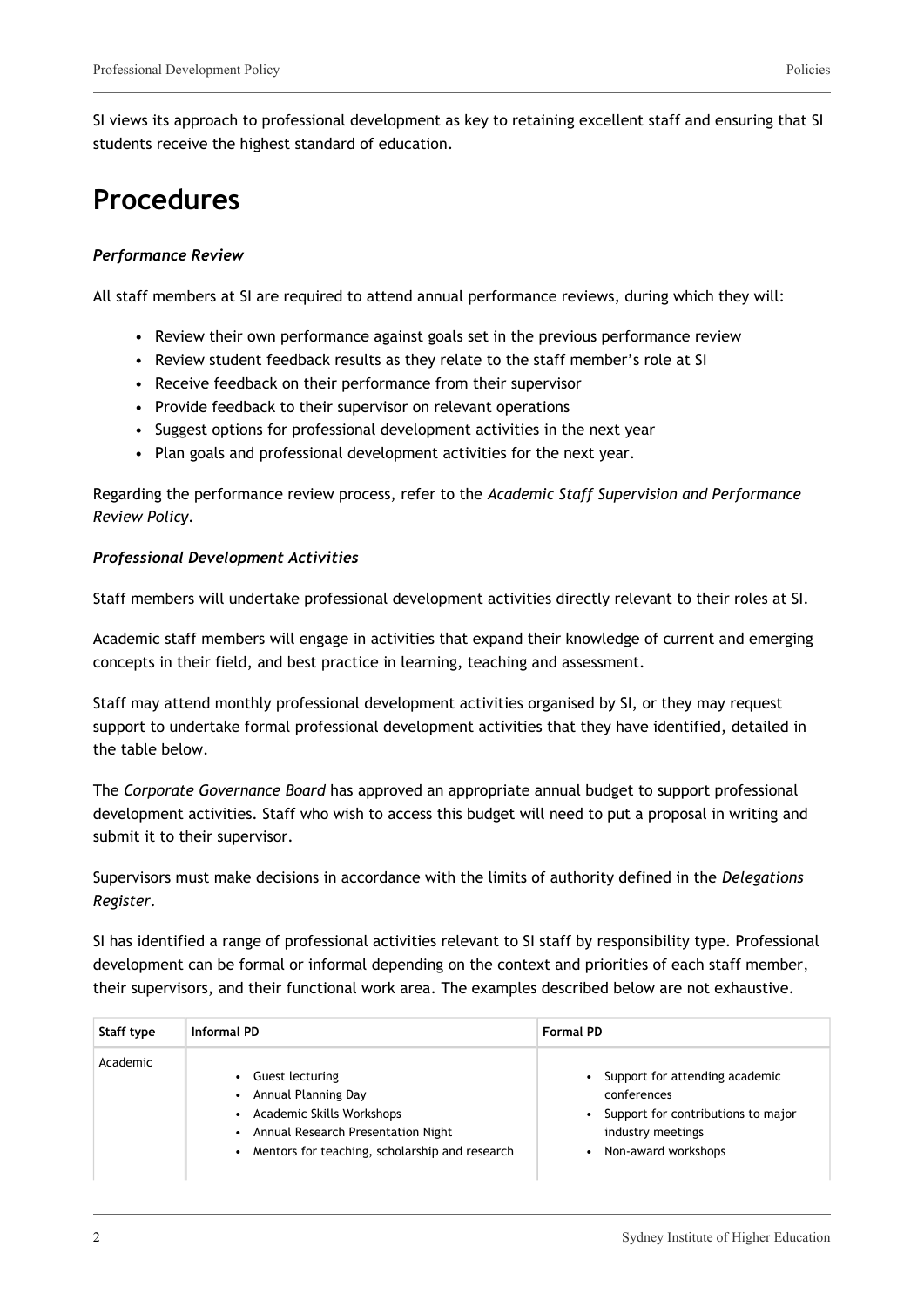SI views its approach to professional development as key to retaining excellent staff and ensuring that SI students receive the highest standard of education.

# Procedures

***Performance Review***

All staff members at SI are required to attend annual performance reviews, during which they will:

- Review their own performance against goals set in the previous performance review
- Review student feedback results as they relate to the staff member's role at SI
- Receive feedback on their performance from their supervisor
- Provide feedback to their supervisor on relevant operations
- Suggest options for professional development activities in the next year
- Plan goals and professional development activities for the next year.

Regarding the performance review process, refer to the *Academic Staff Supervision and Performance Review Policy*.

***Professional Development Activities***

Staff members will undertake professional development activities directly relevant to their roles at SI.

Academic staff members will engage in activities that expand their knowledge of current and emerging concepts in their field, and best practice in learning, teaching and assessment.

Staff may attend monthly professional development activities organised by SI, or they may request support to undertake formal professional development activities that they have identified, detailed in the table below.

The *Corporate Governance Board* has approved an appropriate annual budget to support professional development activities. Staff who wish to access this budget will need to put a proposal in writing and submit it to their supervisor.

Supervisors must make decisions in accordance with the limits of authority defined in the *Delegations Register*.

SI has identified a range of professional activities relevant to SI staff by responsibility type. Professional development can be formal or informal depending on the context and priorities of each staff member, their supervisors, and their functional work area. The examples described below are not exhaustive.

| Staff type | Informal PD | Formal PD |
| --- | --- | --- |
| Academic | • Guest lecturing<br>• Annual Planning Day<br>• Academic Skills Workshops<br>• Annual Research Presentation Night<br>• Mentors for teaching, scholarship and research | • Support for attending academic conferences<br>• Support for contributions to major industry meetings<br>• Non-award workshops |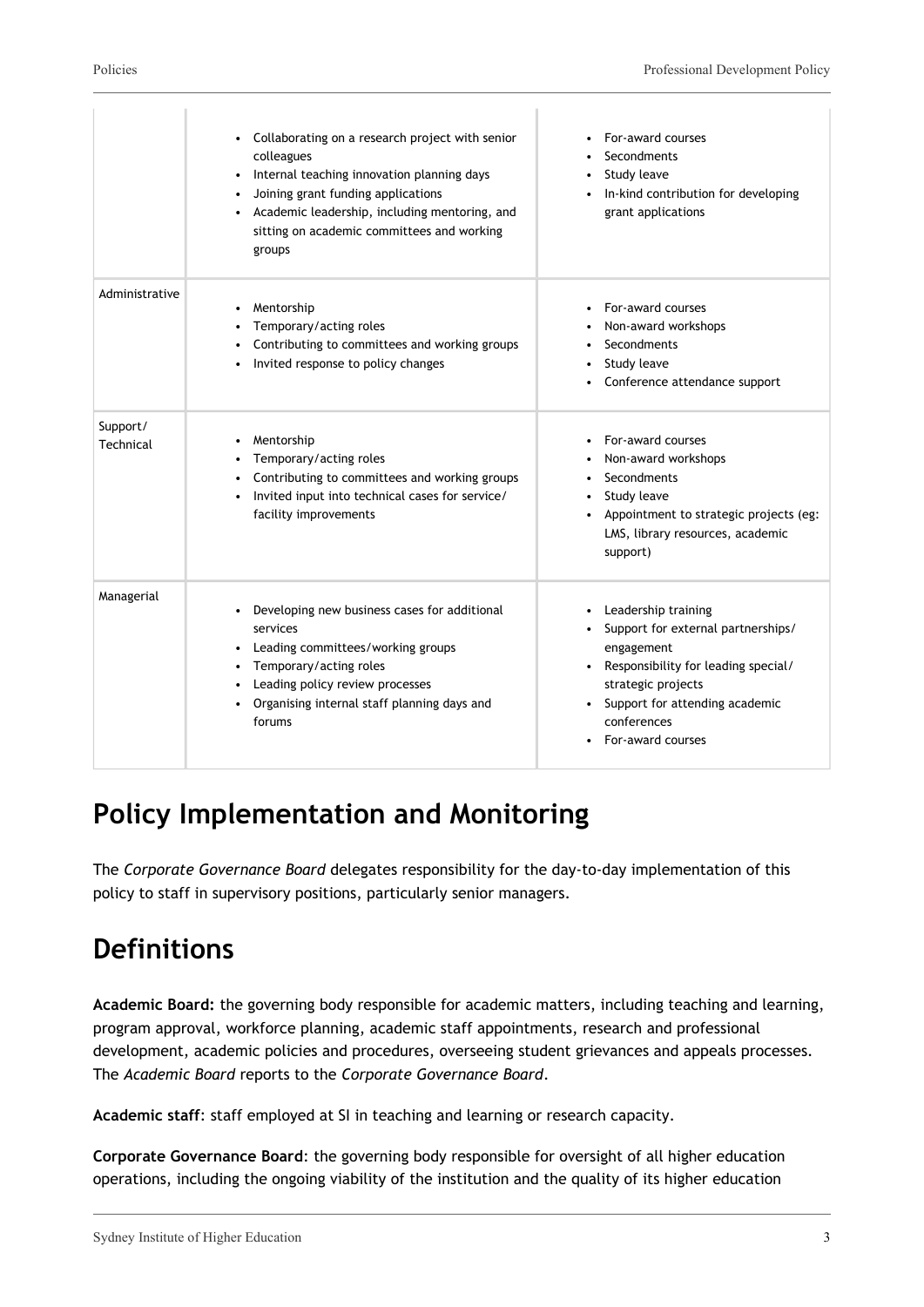|  |  |  |
|---|---|---|
|  | • Collaborating on a research project with senior colleagues<br>• Internal teaching innovation planning days<br>• Joining grant funding applications<br>• Academic leadership, including mentoring, and sitting on academic committees and working groups | • For-award courses<br>• Secondments<br>• Study leave<br>• In-kind contribution for developing grant applications |
| Administrative | • Mentorship<br>• Temporary/acting roles<br>• Contributing to committees and working groups<br>• Invited response to policy changes | • For-award courses<br>• Non-award workshops<br>• Secondments<br>• Study leave<br>• Conference attendance support |
| Support/ Technical | • Mentorship<br>• Temporary/acting roles<br>• Contributing to committees and working groups<br>• Invited input into technical cases for service/ facility improvements | • For-award courses<br>• Non-award workshops<br>• Secondments<br>• Study leave<br>• Appointment to strategic projects (eg: LMS, library resources, academic support) |
| Managerial | • Developing new business cases for additional services<br>• Leading committees/working groups<br>• Temporary/acting roles<br>• Leading policy review processes<br>• Organising internal staff planning days and forums | • Leadership training<br>• Support for external partnerships/ engagement<br>• Responsibility for leading special/ strategic projects<br>• Support for attending academic conferences<br>• For-award courses |

## Policy Implementation and Monitoring

The *Corporate Governance Board* delegates responsibility for the day-to-day implementation of this policy to staff in supervisory positions, particularly senior managers.

## Definitions

**Academic Board:** the governing body responsible for academic matters, including teaching and learning, program approval, workforce planning, academic staff appointments, research and professional development, academic policies and procedures, overseeing student grievances and appeals processes. The *Academic Board* reports to the *Corporate Governance Board*.

**Academic staff**: staff employed at SI in teaching and learning or research capacity.

**Corporate Governance Board**: the governing body responsible for oversight of all higher education operations, including the ongoing viability of the institution and the quality of its higher education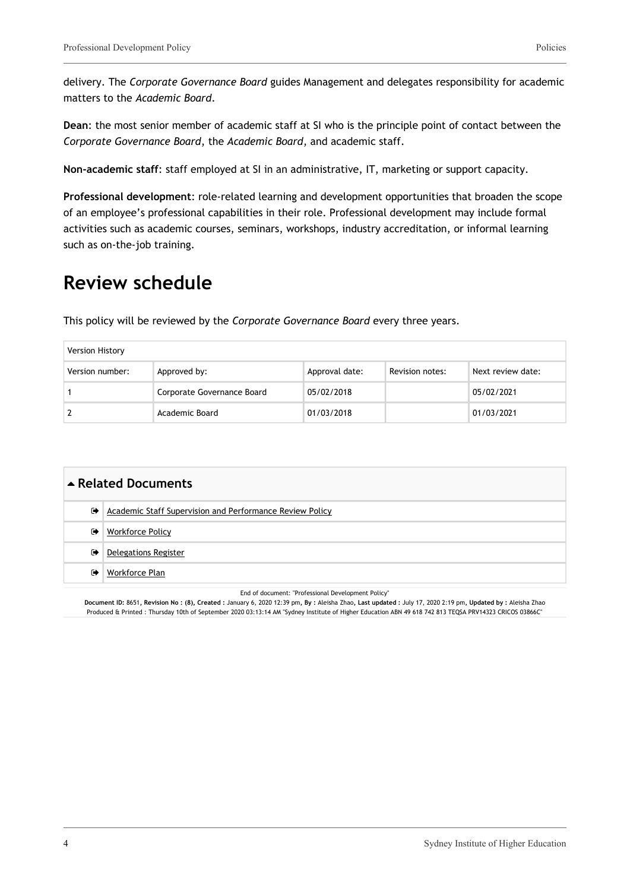delivery. The *Corporate Governance Board* guides Management and delegates responsibility for academic matters to the *Academic Board*.

**Dean**: the most senior member of academic staff at SI who is the principle point of contact between the *Corporate Governance Board*, the *Academic Board*, and academic staff.

**Non-academic staff**: staff employed at SI in an administrative, IT, marketing or support capacity.

**Professional development**: role-related learning and development opportunities that broaden the scope of an employee's professional capabilities in their role. Professional development may include formal activities such as academic courses, seminars, workshops, industry accreditation, or informal learning such as on-the-job training.

# Review schedule

This policy will be reviewed by the *Corporate Governance Board* every three years.

| Version History | | | | |
|---|---|---|---|---|
| Version number: | Approved by: | Approval date: | Revision notes: | Next review date: |
| 1 | Corporate Governance Board | 05/02/2018 | | 05/02/2021 |
| 2 | Academic Board | 01/03/2018 | | 01/03/2021 |

## Related Documents

- Academic Staff Supervision and Performance Review Policy
- Workforce Policy
- Delegations Register
- Workforce Plan

End of document: "Professional Development Policy"

**Document ID:** 8651, **Revision No : (8), Created :** January 6, 2020 12:39 pm, **By :** Aleisha Zhao, **Last updated :** July 17, 2020 2:19 pm, **Updated by :** Aleisha Zhao
Produced & Printed : Thursday 10th of September 2020 03:13:14 AM "Sydney Institute of Higher Education ABN 49 618 742 813 TEQSA PRV14323 CRICOS 03866C"